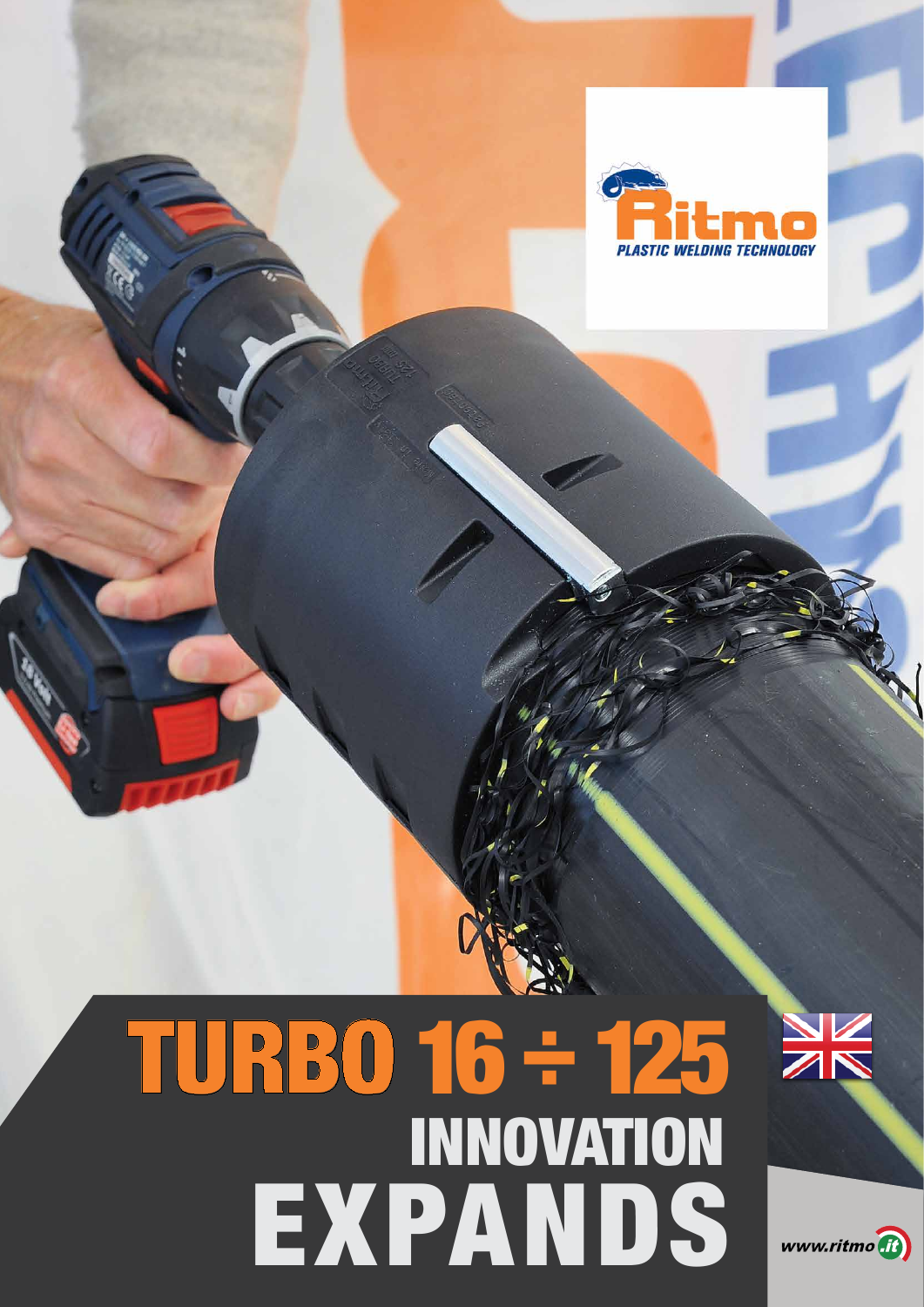Ritmo

PLASTIC WELDING TECHNOLOGY

# TURBO 16 ÷ 125

## INNOVATION EXPANDS

www.ritmo.it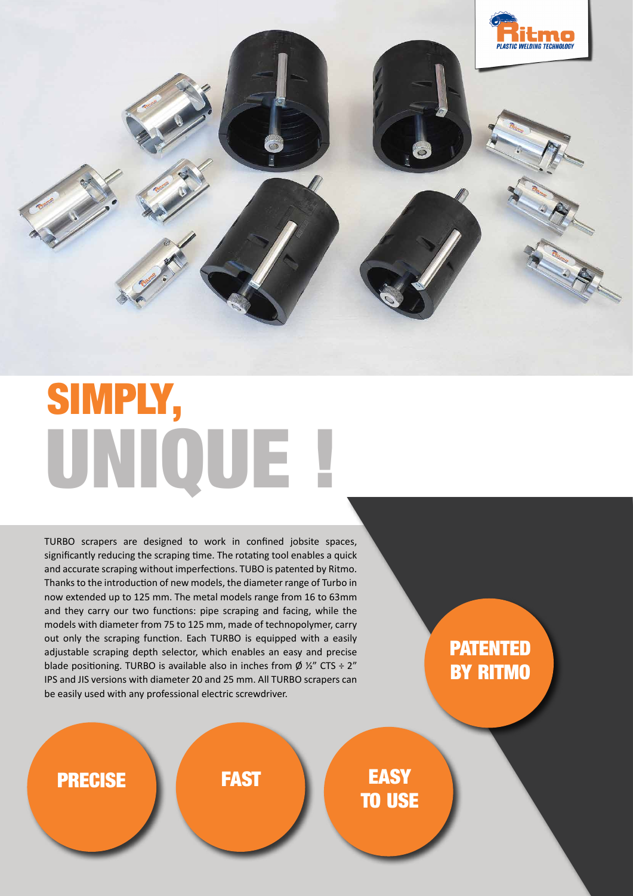# SIMPLY, UNIQUE !

TURBO scrapers are designed to work in confined jobsite spaces, significantly reducing the scraping time. The rotating tool enables a quick and accurate scraping without imperfections. TUBO is patented by Ritmo. Thanks to the introduction of new models, the diameter range of Turbo in now extended up to 125 mm. The metal models range from 16 to 63mm and they carry our two functions: pipe scraping and facing, while the models with diameter from 75 to 125 mm, made of technopolymer, carry out only the scraping function. Each TURBO is equipped with a easily adjustable scraping depth selector, which enables an easy and precise blade positioning. TURBO is available also in inches from Ø ½" CTS ÷ 2" IPS and JIS versions with diameter 20 and 25 mm. All TURBO scrapers can be easily used with any professional electric screwdriver.

**PATENTED BY RITMO**

**PRECISE**

**FAST**

**EASY TO USE**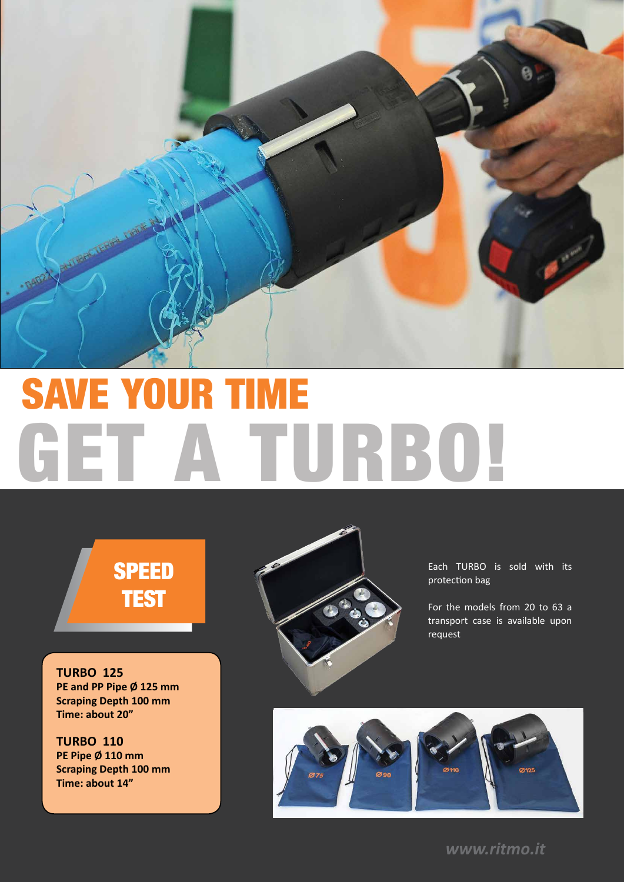# SAVE YOUR TIME
# GET A TURBO!

## SPEED TEST

**TURBO 125**
**PE and PP Pipe Ø 125 mm**
**Scraping Depth 100 mm**
**Time: about 20”**

**TURBO 110**
**PE Pipe Ø 110 mm**
**Scraping Depth 100 mm**
**Time: about 14”**

Each TURBO is sold with its protection bag

For the models from 20 to 63 a transport case is available upon request

*www.ritmo.it*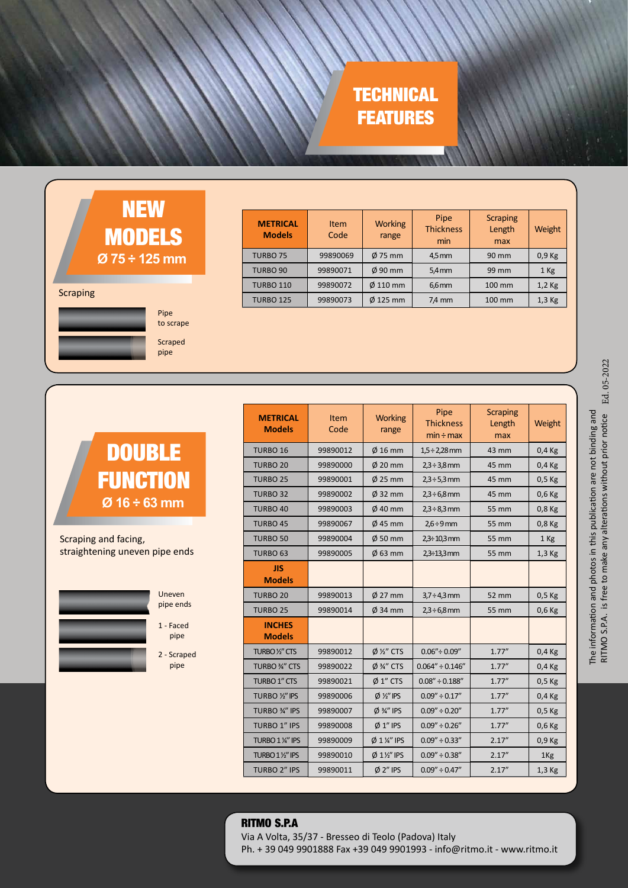# TECHNICAL FEATURES

## NEW MODELS

**Ø 75 ÷ 125 mm**

Scraping

Pipe to scrape

Scraped pipe

| METRICAL Models | Item Code | Working range | Pipe Thickness min | Scraping Length max | Weight |
|---|---|---|---|---|---|
| TURBO 75 | 99890069 | Ø 75 mm | 4,5 mm | 90 mm | 0,9 Kg |
| TURBO 90 | 99890071 | Ø 90 mm | 5,4 mm | 99 mm | 1 Kg |
| TURBO 110 | 99890072 | Ø 110 mm | 6,6 mm | 100 mm | 1,2 Kg |
| TURBO 125 | 99890073 | Ø 125 mm | 7,4 mm | 100 mm | 1,3 Kg |

## DOUBLE FUNCTION

**Ø 16 ÷ 63 mm**

Scraping and facing, straightening uneven pipe ends

Uneven pipe ends

1 - Faced pipe

2 - Scraped pipe

| METRICAL Models | Item Code | Working range | Pipe Thickness min ÷ max | Scraping Length max | Weight |
|---|---|---|---|---|---|
| TURBO 16 | 99890012 | Ø 16 mm | 1,5 ÷ 2,28 mm | 43 mm | 0,4 Kg |
| TURBO 20 | 99890000 | Ø 20 mm | 2,3 ÷ 3,8 mm | 45 mm | 0,4 Kg |
| TURBO 25 | 99890001 | Ø 25 mm | 2,3 ÷ 5,3 mm | 45 mm | 0,5 Kg |
| TURBO 32 | 99890002 | Ø 32 mm | 2,3 ÷ 6,8 mm | 45 mm | 0,6 Kg |
| TURBO 40 | 99890003 | Ø 40 mm | 2,3 ÷ 8,3 mm | 55 mm | 0,8 Kg |
| TURBO 45 | 99890067 | Ø 45 mm | 2,6 ÷ 9 mm | 55 mm | 0,8 Kg |
| TURBO 50 | 99890004 | Ø 50 mm | 2,3 ÷ 10,3 mm | 55 mm | 1 Kg |
| TURBO 63 | 99890005 | Ø 63 mm | 2,3 ÷ 13,3 mm | 55 mm | 1,3 Kg |
| **JIS Models** | | | | | |
| TURBO 20 | 99890013 | Ø 27 mm | 3,7 ÷ 4,3 mm | 52 mm | 0,5 Kg |
| TURBO 25 | 99890014 | Ø 34 mm | 2,3 ÷ 6,8 mm | 55 mm | 0,6 Kg |
| **INCHES Models** | | | | | |
| TURBO ½" CTS | 99890012 | Ø ½" CTS | 0.06" ÷ 0.09" | 1.77" | 0,4 Kg |
| TURBO ¾" CTS | 99890022 | Ø ¾" CTS | 0.064" ÷ 0.146" | 1.77" | 0,4 Kg |
| TURBO 1" CTS | 99890021 | Ø 1" CTS | 0.08" ÷ 0.188" | 1.77" | 0,5 Kg |
| TURBO ½" IPS | 99890006 | Ø ½" IPS | 0.09" ÷ 0.17" | 1.77" | 0,4 Kg |
| TURBO ¾" IPS | 99890007 | Ø ¾" IPS | 0.09" ÷ 0.20" | 1.77" | 0,5 Kg |
| TURBO 1" IPS | 99890008 | Ø 1" IPS | 0.09" ÷ 0.26" | 1.77" | 0,6 Kg |
| TURBO 1 ¼" IPS | 99890009 | Ø 1 ¼" IPS | 0.09" ÷ 0.33" | 2.17" | 0,9 Kg |
| TURBO 1 ½" IPS | 99890010 | Ø 1 ½" IPS | 0.09" ÷ 0.38" | 2.17" | 1Kg |
| TURBO 2" IPS | 99890011 | Ø 2" IPS | 0.09" ÷ 0.47" | 2.17" | 1,3 Kg |

The information and photos in this publication are not binding and RITMO S.P.A. is free to make any alterations without prior notice    Ed. 05-2022

**RITMO S.P.A**

Via A Volta, 35/37 - Bresseo di Teolo (Padova) Italy
Ph. + 39 049 9901888 Fax +39 049 9901993 - info@ritmo.it - www.ritmo.it